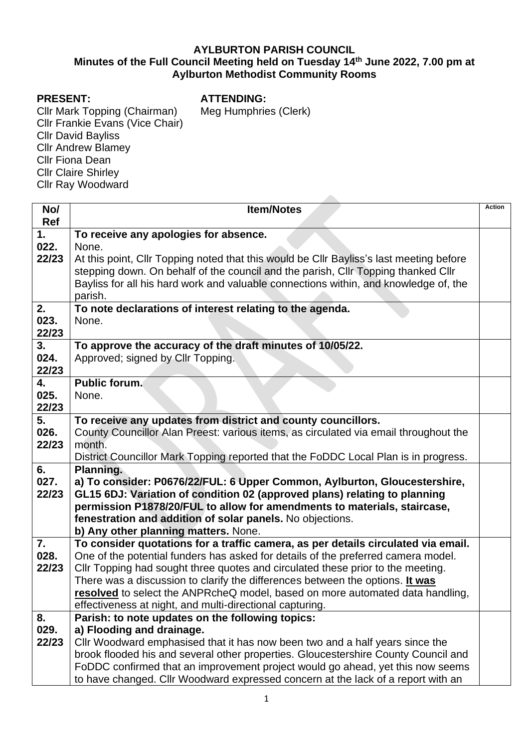# AYLBURTON PARISH COUNCIL

## Minutes of the Full Council Meeting held on Tuesday 14th June 2022, 7.00 pm at Aylburton Methodist Community Rooms

**PRESENT:**
Cllr Mark Topping (Chairman)
Cllr Frankie Evans (Vice Chair)
Cllr David Bayliss
Cllr Andrew Blamey
Cllr Fiona Dean
Cllr Claire Shirley
Cllr Ray Woodward

**ATTENDING:**
Meg Humphries (Clerk)

| No/ Ref | Item/Notes | Action |
|---|---|---|
| 1. 022. 22/23 | **To receive any apologies for absence.** None. At this point, Cllr Topping noted that this would be Cllr Bayliss's last meeting before stepping down. On behalf of the council and the parish, Cllr Topping thanked Cllr Bayliss for all his hard work and valuable connections within, and knowledge of, the parish. | |
| 2. 023. 22/23 | **To note declarations of interest relating to the agenda.** None. | |
| 3. 024. 22/23 | **To approve the accuracy of the draft minutes of 10/05/22.** Approved; signed by Cllr Topping. | |
| 4. 025. 22/23 | **Public forum.** None. | |
| 5. 026. 22/23 | **To receive any updates from district and county councillors.** County Councillor Alan Preest: various items, as circulated via email throughout the month. District Councillor Mark Topping reported that the FoDDC Local Plan is in progress. | |
| 6. 027. 22/23 | **Planning.** **a) To consider: P0676/22/FUL: 6 Upper Common, Aylburton, Gloucestershire, GL15 6DJ: Variation of condition 02 (approved plans) relating to planning permission P1878/20/FUL to allow for amendments to materials, staircase, fenestration and addition of solar panels.** No objections. **b) Any other planning matters.** None. | |
| 7. 028. 22/23 | **To consider quotations for a traffic camera, as per details circulated via email.** One of the potential funders has asked for details of the preferred camera model. Cllr Topping had sought three quotes and circulated these prior to the meeting. There was a discussion to clarify the differences between the options. **It was resolved** to select the ANPRcheQ model, based on more automated data handling, effectiveness at night, and multi-directional capturing. | |
| 8. 029. 22/23 | **Parish: to note updates on the following topics:** **a) Flooding and drainage.** Cllr Woodward emphasised that it has now been two and a half years since the brook flooded his and several other properties. Gloucestershire County Council and FoDDC confirmed that an improvement project would go ahead, yet this now seems to have changed. Cllr Woodward expressed concern at the lack of a report with an | |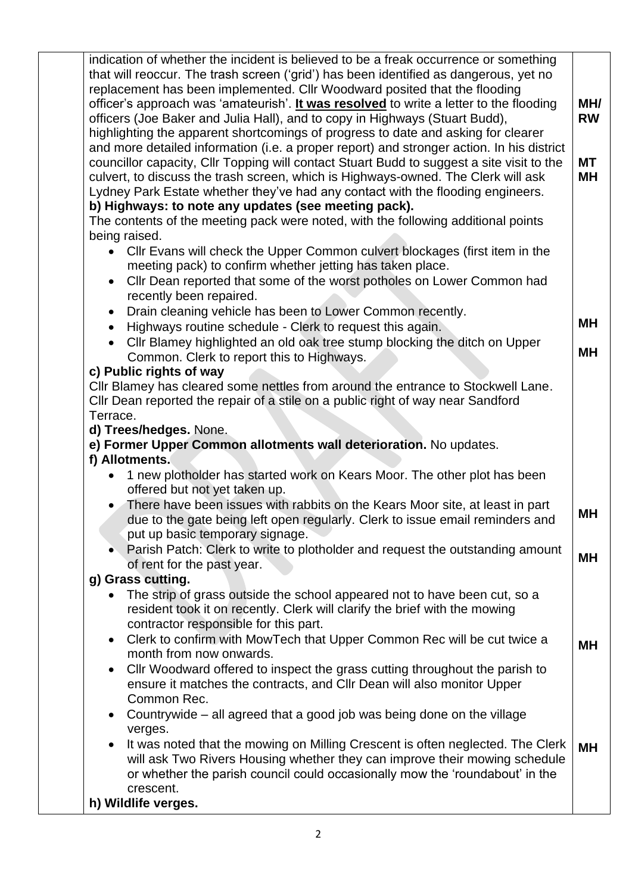| | | |
|---|---|---|
| | indication of whether the incident is believed to be a freak occurrence or something that will reoccur. The trash screen ('grid') has been identified as dangerous, yet no replacement has been implemented. Cllr Woodward posited that the flooding officer's approach was 'amateurish'. **It was resolved** to write a letter to the flooding officers (Joe Baker and Julia Hall), and to copy in Highways (Stuart Budd), highlighting the apparent shortcomings of progress to date and asking for clearer and more detailed information (i.e. a proper report) and stronger action. In his district councillor capacity, Cllr Topping will contact Stuart Budd to suggest a site visit to the culvert, to discuss the trash screen, which is Highways-owned. The Clerk will ask Lydney Park Estate whether they've had any contact with the flooding engineers. | **MH/ RW** <br><br> **MT** <br> **MH** |
| | **b) Highways: to note any updates (see meeting pack).** <br> The contents of the meeting pack were noted, with the following additional points being raised. <br> • Cllr Evans will check the Upper Common culvert blockages (first item in the meeting pack) to confirm whether jetting has taken place. <br> • Cllr Dean reported that some of the worst potholes on Lower Common had recently been repaired. <br> • Drain cleaning vehicle has been to Lower Common recently. <br> • Highways routine schedule - Clerk to request this again. <br> • Cllr Blamey highlighted an old oak tree stump blocking the ditch on Upper Common. Clerk to report this to Highways. | <br><br><br><br><br><br><br> **MH** <br><br> **MH** |
| | **c) Public rights of way** <br> Cllr Blamey has cleared some nettles from around the entrance to Stockwell Lane. Cllr Dean reported the repair of a stile on a public right of way near Sandford Terrace. | |
| | **d) Trees/hedges.** None. | |
| | **e) Former Upper Common allotments wall deterioration.** No updates. | |
| | **f) Allotments.** <br> • 1 new plotholder has started work on Kears Moor. The other plot has been offered but not yet taken up. <br> • There have been issues with rabbits on the Kears Moor site, at least in part due to the gate being left open regularly. Clerk to issue email reminders and put up basic temporary signage. <br> • Parish Patch: Clerk to write to plotholder and request the outstanding amount of rent for the past year. | <br><br><br> **MH** <br><br> **MH** |
| | **g) Grass cutting.** <br> • The strip of grass outside the school appeared not to have been cut, so a resident took it on recently. Clerk will clarify the brief with the mowing contractor responsible for this part. <br> • Clerk to confirm with MowTech that Upper Common Rec will be cut twice a month from now onwards. <br> • Cllr Woodward offered to inspect the grass cutting throughout the parish to ensure it matches the contracts, and Cllr Dean will also monitor Upper Common Rec. <br> • Countrywide – all agreed that a good job was being done on the village verges. <br> • It was noted that the mowing on Milling Crescent is often neglected. The Clerk will ask Two Rivers Housing whether they can improve their mowing schedule or whether the parish council could occasionally mow the 'roundabout' in the crescent. | <br><br><br><br> **MH** <br><br><br><br><br> **MH** |
| | **h) Wildlife verges.** | |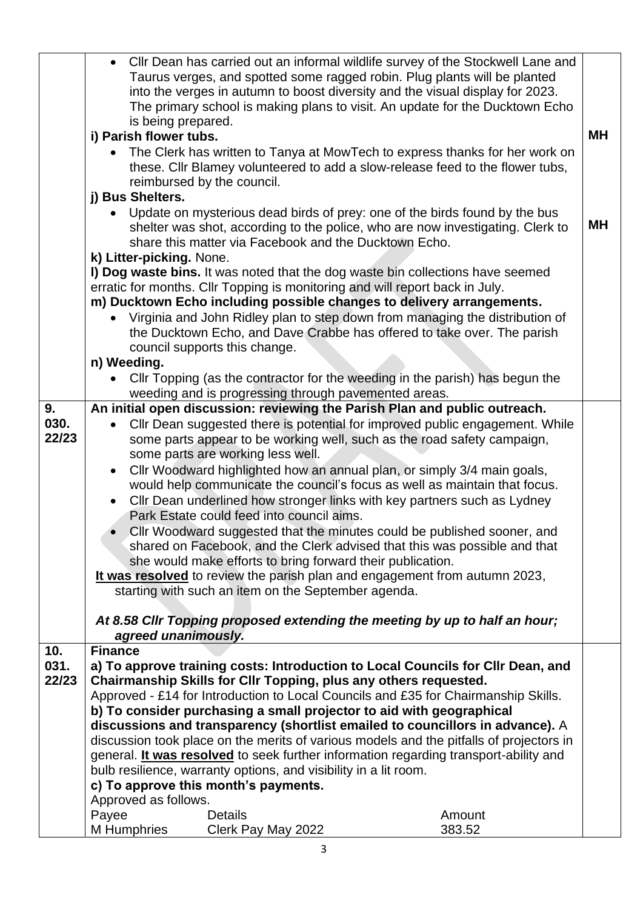| | | |
|---|---|---|
| | • Cllr Dean has carried out an informal wildlife survey of the Stockwell Lane and Taurus verges, and spotted some ragged robin. Plug plants will be planted into the verges in autumn to boost diversity and the visual display for 2023. The primary school is making plans to visit. An update for the Ducktown Echo is being prepared.<br>**i) Parish flower tubs.**<br>• The Clerk has written to Tanya at MowTech to express thanks for her work on these. Cllr Blamey volunteered to add a slow-release feed to the flower tubs, reimbursed by the council.<br>**j) Bus Shelters.**<br>• Update on mysterious dead birds of prey: one of the birds found by the bus shelter was shot, according to the police, who are now investigating. Clerk to share this matter via Facebook and the Ducktown Echo.<br>**k) Litter-picking.** None.<br>**l) Dog waste bins.** It was noted that the dog waste bin collections have seemed erratic for months. Cllr Topping is monitoring and will report back in July.<br>**m) Ducktown Echo including possible changes to delivery arrangements.**<br>• Virginia and John Ridley plan to step down from managing the distribution of the Ducktown Echo, and Dave Crabbe has offered to take over. The parish council supports this change.<br>**n) Weeding.**<br>• Cllr Topping (as the contractor for the weeding in the parish) has begun the weeding and is progressing through pavemented areas. | **MH**<br><br>**MH** |
| **9. 030. 22/23** | **An initial open discussion: reviewing the Parish Plan and public outreach.**<br>• Cllr Dean suggested there is potential for improved public engagement. While some parts appear to be working well, such as the road safety campaign, some parts are working less well.<br>• Cllr Woodward highlighted how an annual plan, or simply 3/4 main goals, would help communicate the council's focus as well as maintain that focus.<br>• Cllr Dean underlined how stronger links with key partners such as Lydney Park Estate could feed into council aims.<br>• Cllr Woodward suggested that the minutes could be published sooner, and shared on Facebook, and the Clerk advised that this was possible and that she would make efforts to bring forward their publication.<br>**It was resolved** to review the parish plan and engagement from autumn 2023, starting with such an item on the September agenda.<br><br>***At 8.58 Cllr Topping proposed extending the meeting by up to half an hour; agreed unanimously.*** | |
| **10. 031. 22/23** | **Finance**<br>**a) To approve training costs: Introduction to Local Councils for Cllr Dean, and Chairmanship Skills for Cllr Topping, plus any others requested.**<br>Approved - £14 for Introduction to Local Councils and £35 for Chairmanship Skills.<br>**b) To consider purchasing a small projector to aid with geographical discussions and transparency (shortlist emailed to councillors in advance).** A discussion took place on the merits of various models and the pitfalls of projectors in general. **It was resolved** to seek further information regarding transport-ability and bulb resilience, warranty options, and visibility in a lit room.<br>**c) To approve this month's payments.**<br>Approved as follows.<br>Payee — Details — Amount<br>M Humphries — Clerk Pay May 2022 — 383.52 | |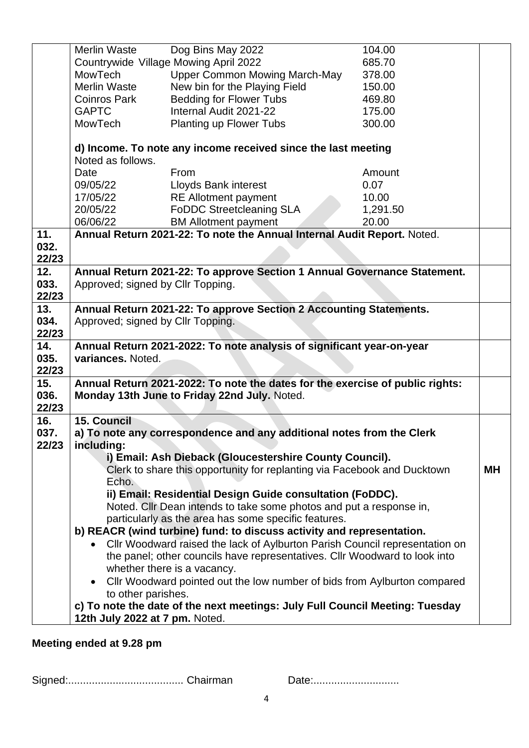| | | | | |
|---|---|---|---|---|
| | Merlin Waste | Dog Bins May 2022 | 104.00 | |
| | Countrywide | Village Mowing April 2022 | 685.70 | |
| | MowTech | Upper Common Mowing March-May | 378.00 | |
| | Merlin Waste | New bin for the Playing Field | 150.00 | |
| | Coinros Park | Bedding for Flower Tubs | 469.80 | |
| | GAPTC | Internal Audit 2021-22 | 175.00 | |
| | MowTech | Planting up Flower Tubs | 300.00 | |
| | **d) Income. To note any income received since the last meeting**<br>Noted as follows. | | | |
| | Date | From | Amount | |
| | 09/05/22 | Lloyds Bank interest | 0.07 | |
| | 17/05/22 | RE Allotment payment | 10.00 | |
| | 20/05/22 | FoDDC Streetcleaning SLA | 1,291.50 | |
| | 06/06/22 | BM Allotment payment | 20.00 | |
| 11. 032. 22/23 | **Annual Return 2021-22: To note the Annual Internal Audit Report.** Noted. | | | |
| 12. 033. 22/23 | **Annual Return 2021-22: To approve Section 1 Annual Governance Statement.**<br>Approved; signed by Cllr Topping. | | | |
| 13. 034. 22/23 | **Annual Return 2021-22: To approve Section 2 Accounting Statements.**<br>Approved; signed by Cllr Topping. | | | |
| 14. 035. 22/23 | **Annual Return 2021-2022: To note analysis of significant year-on-year variances.** Noted. | | | |
| 15. 036. 22/23 | **Annual Return 2021-2022: To note the dates for the exercise of public rights: Monday 13th June to Friday 22nd July.** Noted. | | | |
| 16. 037. 22/23 | **15. Council**<br>**a) To note any correspondence and any additional notes from the Clerk including:**<br>**i) Email: Ash Dieback (Gloucestershire County Council).**<br>Clerk to share this opportunity for replanting via Facebook and Ducktown Echo.<br>**ii) Email: Residential Design Guide consultation (FoDDC).**<br>Noted. Cllr Dean intends to take some photos and put a response in, particularly as the area has some specific features.<br>**b) REACR (wind turbine) fund: to discuss activity and representation.**<br>• Cllr Woodward raised the lack of Aylburton Parish Council representation on the panel; other councils have representatives. Cllr Woodward to look into whether there is a vacancy.<br>• Cllr Woodward pointed out the low number of bids from Aylburton compared to other parishes.<br>**c) To note the date of the next meetings: July Full Council Meeting: Tuesday 12th July 2022 at 7 pm.** Noted. | | | **MH** |

**Meeting ended at 9.28 pm**

Signed:...................................... Chairman Date:............................